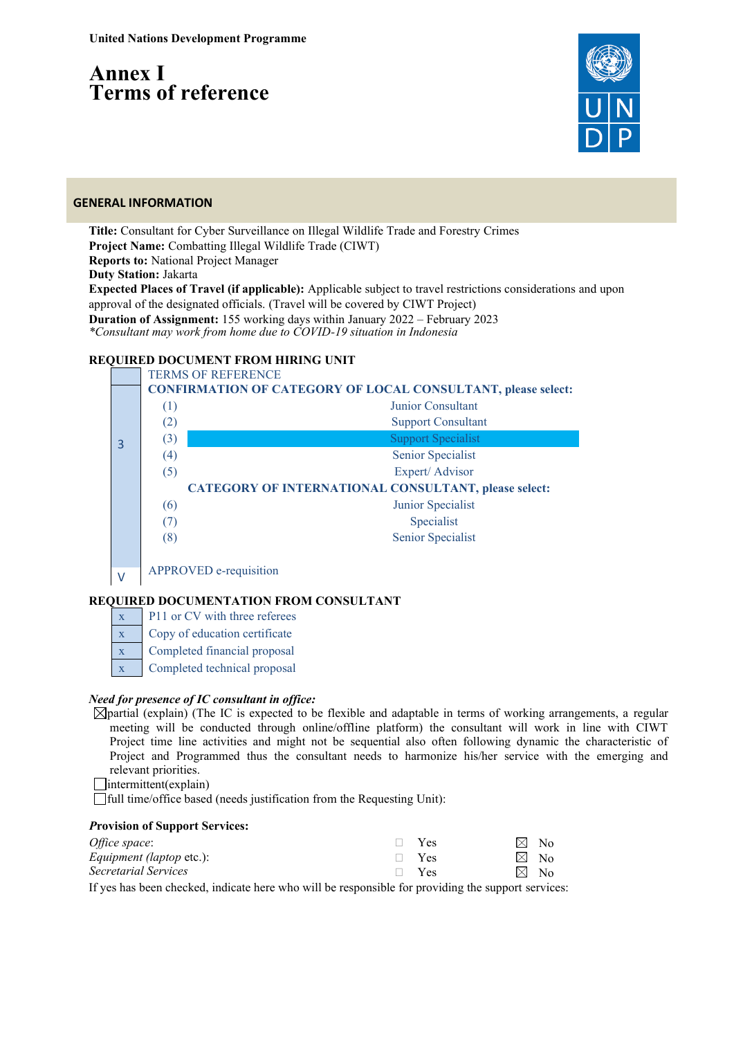United Nations Development Programme

# Annex I
# Terms of reference

## GENERAL INFORMATION

**Title:** Consultant for Cyber Surveillance on Illegal Wildlife Trade and Forestry Crimes
**Project Name:** Combatting Illegal Wildlife Trade (CIWT)
**Reports to:** National Project Manager
**Duty Station:** Jakarta
**Expected Places of Travel (if applicable):** Applicable subject to travel restrictions considerations and upon approval of the designated officials. (Travel will be covered by CIWT Project)
**Duration of Assignment:** 155 working days within January 2022 – February 2023
*\*Consultant may work from home due to COVID-19 situation in Indonesia*

**REQUIRED DOCUMENT FROM HIRING UNIT**

| | | | |
|---|---|---|---|
| | TERMS OF REFERENCE | | |
| 3 | **CONFIRMATION OF CATEGORY OF LOCAL CONSULTANT, please select:** | | |
| | | (1) | Junior Consultant |
| | | (2) | Support Consultant |
| | | (3) | **Support Specialist** |
| | | (4) | Senior Specialist |
| | | (5) | Expert/ Advisor |
| | | | **CATEGORY OF INTERNATIONAL CONSULTANT, please select:** |
| | | (6) | Junior Specialist |
| | | (7) | Specialist |
| | | (8) | Senior Specialist |
| V | APPROVED e-requisition | | |

**REQUIRED DOCUMENTATION FROM CONSULTANT**

| | |
|---|---|
| x | P11 or CV with three referees |
| x | Copy of education certificate |
| x | Completed financial proposal |
| x | Completed technical proposal |

***Need for presence of IC consultant in office:***

- ☒partial (explain) (The IC is expected to be flexible and adaptable in terms of working arrangements, a regular meeting will be conducted through online/offline platform) the consultant will work in line with CIWT Project time line activities and might not be sequential also often following dynamic the characteristic of Project and Programmed thus the consultant needs to harmonize his/her service with the emerging and relevant priorities.
- ☐intermittent(explain)
- ☐full time/office based (needs justification from the Requesting Unit):

***Provision of Support Services:***

| | | |
|---|---|---|
| *Office space*: | ☐ Yes | ☒ No |
| *Equipment (laptop* etc.): | ☐ Yes | ☒ No |
| *Secretarial Services* | ☐ Yes | ☒ No |

If yes has been checked, indicate here who will be responsible for providing the support services: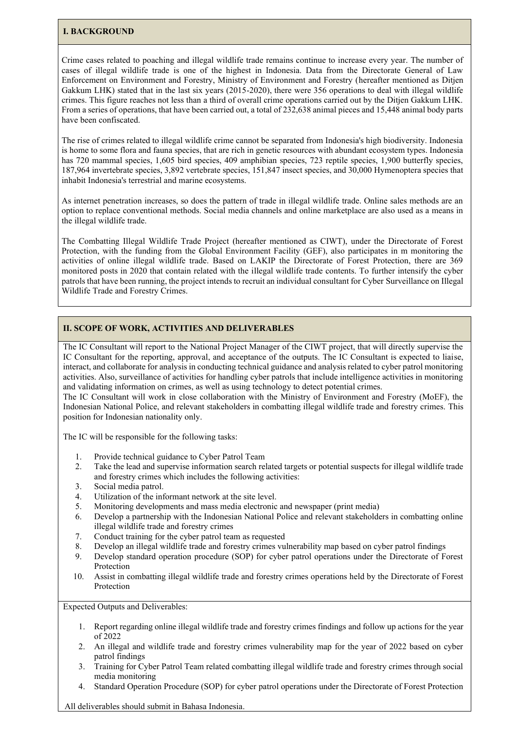## I. BACKGROUND

Crime cases related to poaching and illegal wildlife trade remains continue to increase every year. The number of cases of illegal wildlife trade is one of the highest in Indonesia. Data from the Directorate General of Law Enforcement on Environment and Forestry, Ministry of Environment and Forestry (hereafter mentioned as Ditjen Gakkum LHK) stated that in the last six years (2015-2020), there were 356 operations to deal with illegal wildlife crimes. This figure reaches not less than a third of overall crime operations carried out by the Ditjen Gakkum LHK. From a series of operations, that have been carried out, a total of 232,638 animal pieces and 15,448 animal body parts have been confiscated.

The rise of crimes related to illegal wildlife crime cannot be separated from Indonesia's high biodiversity. Indonesia is home to some flora and fauna species, that are rich in genetic resources with abundant ecosystem types. Indonesia has 720 mammal species, 1,605 bird species, 409 amphibian species, 723 reptile species, 1,900 butterfly species, 187,964 invertebrate species, 3,892 vertebrate species, 151,847 insect species, and 30,000 Hymenoptera species that inhabit Indonesia's terrestrial and marine ecosystems.

As internet penetration increases, so does the pattern of trade in illegal wildlife trade. Online sales methods are an option to replace conventional methods. Social media channels and online marketplace are also used as a means in the illegal wildlife trade.

The Combatting Illegal Wildlife Trade Project (hereafter mentioned as CIWT), under the Directorate of Forest Protection, with the funding from the Global Environment Facility (GEF), also participates in m monitoring the activities of online illegal wildlife trade. Based on LAKIP the Directorate of Forest Protection, there are 369 monitored posts in 2020 that contain related with the illegal wildlife trade contents. To further intensify the cyber patrols that have been running, the project intends to recruit an individual consultant for Cyber Surveillance on Illegal Wildlife Trade and Forestry Crimes.

## II. SCOPE OF WORK, ACTIVITIES AND DELIVERABLES

The IC Consultant will report to the National Project Manager of the CIWT project, that will directly supervise the IC Consultant for the reporting, approval, and acceptance of the outputs. The IC Consultant is expected to liaise, interact, and collaborate for analysis in conducting technical guidance and analysis related to cyber patrol monitoring activities. Also, surveillance of activities for handling cyber patrols that include intelligence activities in monitoring and validating information on crimes, as well as using technology to detect potential crimes.
The IC Consultant will work in close collaboration with the Ministry of Environment and Forestry (MoEF), the Indonesian National Police, and relevant stakeholders in combatting illegal wildlife trade and forestry crimes. This position for Indonesian nationality only.

The IC will be responsible for the following tasks:

1. Provide technical guidance to Cyber Patrol Team
2. Take the lead and supervise information search related targets or potential suspects for illegal wildlife trade and forestry crimes which includes the following activities:
3. Social media patrol.
4. Utilization of the informant network at the site level.
5. Monitoring developments and mass media electronic and newspaper (print media)
6. Develop a partnership with the Indonesian National Police and relevant stakeholders in combatting online illegal wildlife trade and forestry crimes
7. Conduct training for the cyber patrol team as requested
8. Develop an illegal wildlife trade and forestry crimes vulnerability map based on cyber patrol findings
9. Develop standard operation procedure (SOP) for cyber patrol operations under the Directorate of Forest Protection
10. Assist in combatting illegal wildlife trade and forestry crimes operations held by the Directorate of Forest Protection

Expected Outputs and Deliverables:

1. Report regarding online illegal wildlife trade and forestry crimes findings and follow up actions for the year of 2022
2. An illegal and wildlife trade and forestry crimes vulnerability map for the year of 2022 based on cyber patrol findings
3. Training for Cyber Patrol Team related combatting illegal wildlife trade and forestry crimes through social media monitoring
4. Standard Operation Procedure (SOP) for cyber patrol operations under the Directorate of Forest Protection

All deliverables should submit in Bahasa Indonesia.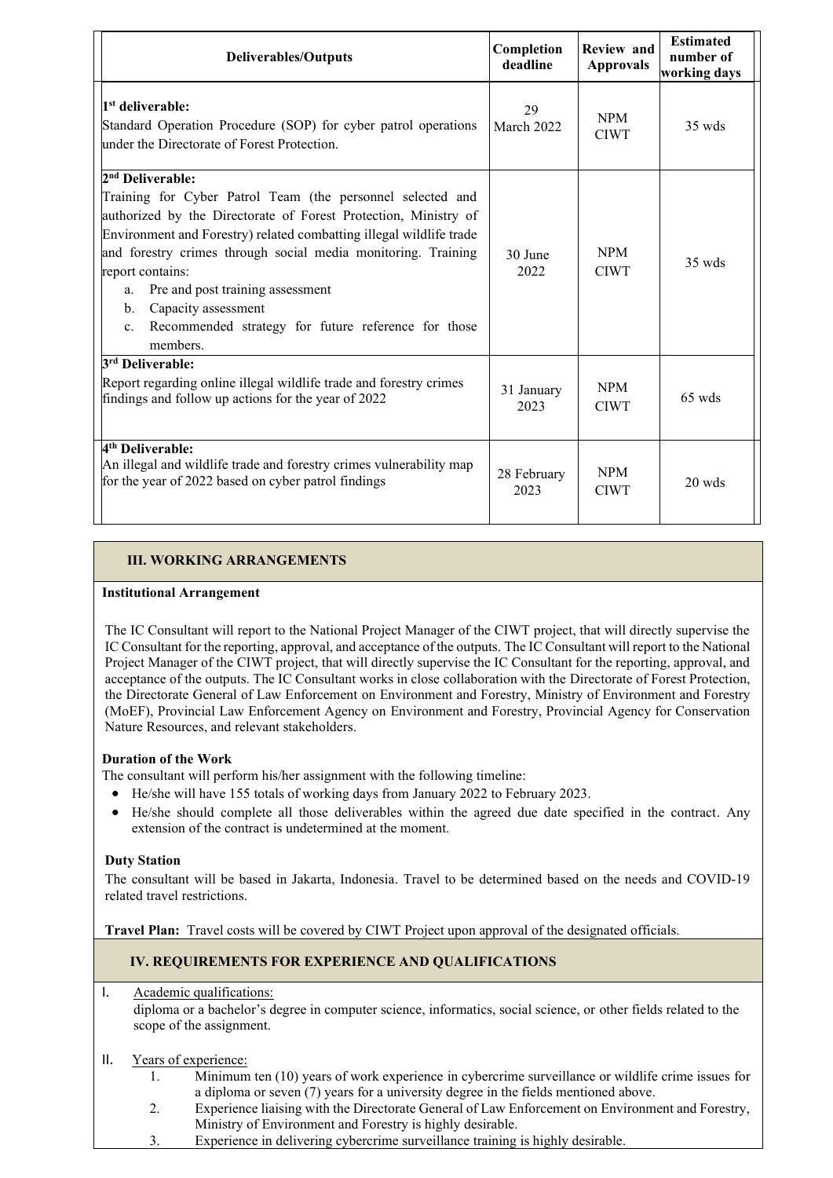| Deliverables/Outputs | Completion deadline | Review and Approvals | Estimated number of working days |
|---|---|---|---|
| **1st deliverable:**<br>Standard Operation Procedure (SOP) for cyber patrol operations under the Directorate of Forest Protection. | 29 March 2022 | NPM CIWT | 35 wds |
| **2nd Deliverable:**<br>Training for Cyber Patrol Team (the personnel selected and authorized by the Directorate of Forest Protection, Ministry of Environment and Forestry) related combatting illegal wildlife trade and forestry crimes through social media monitoring. Training report contains:<br>a. Pre and post training assessment<br>b. Capacity assessment<br>c. Recommended strategy for future reference for those members. | 30 June 2022 | NPM CIWT | 35 wds |
| **3rd Deliverable:**<br>Report regarding online illegal wildlife trade and forestry crimes findings and follow up actions for the year of 2022 | 31 January 2023 | NPM CIWT | 65 wds |
| **4th Deliverable:**<br>An illegal and wildlife trade and forestry crimes vulnerability map for the year of 2022 based on cyber patrol findings | 28 February 2023 | NPM CIWT | 20 wds |

## III. WORKING ARRANGEMENTS

**Institutional Arrangement**

The IC Consultant will report to the National Project Manager of the CIWT project, that will directly supervise the IC Consultant for the reporting, approval, and acceptance of the outputs. The IC Consultant will report to the National Project Manager of the CIWT project, that will directly supervise the IC Consultant for the reporting, approval, and acceptance of the outputs. The IC Consultant works in close collaboration with the Directorate of Forest Protection, the Directorate General of Law Enforcement on Environment and Forestry, Ministry of Environment and Forestry (MoEF), Provincial Law Enforcement Agency on Environment and Forestry, Provincial Agency for Conservation Nature Resources, and relevant stakeholders.

**Duration of the Work**

The consultant will perform his/her assignment with the following timeline:

- He/she will have 155 totals of working days from January 2022 to February 2023.
- He/she should complete all those deliverables within the agreed due date specified in the contract. Any extension of the contract is undetermined at the moment.

**Duty Station**

The consultant will be based in Jakarta, Indonesia. Travel to be determined based on the needs and COVID-19 related travel restrictions.

**Travel Plan:** Travel costs will be covered by CIWT Project upon approval of the designated officials.

## IV. REQUIREMENTS FOR EXPERIENCE AND QUALIFICATIONS

I. Academic qualifications:
diploma or a bachelor's degree in computer science, informatics, social science, or other fields related to the scope of the assignment.

II. Years of experience:
1. Minimum ten (10) years of work experience in cybercrime surveillance or wildlife crime issues for a diploma or seven (7) years for a university degree in the fields mentioned above.
2. Experience liaising with the Directorate General of Law Enforcement on Environment and Forestry, Ministry of Environment and Forestry is highly desirable.
3. Experience in delivering cybercrime surveillance training is highly desirable.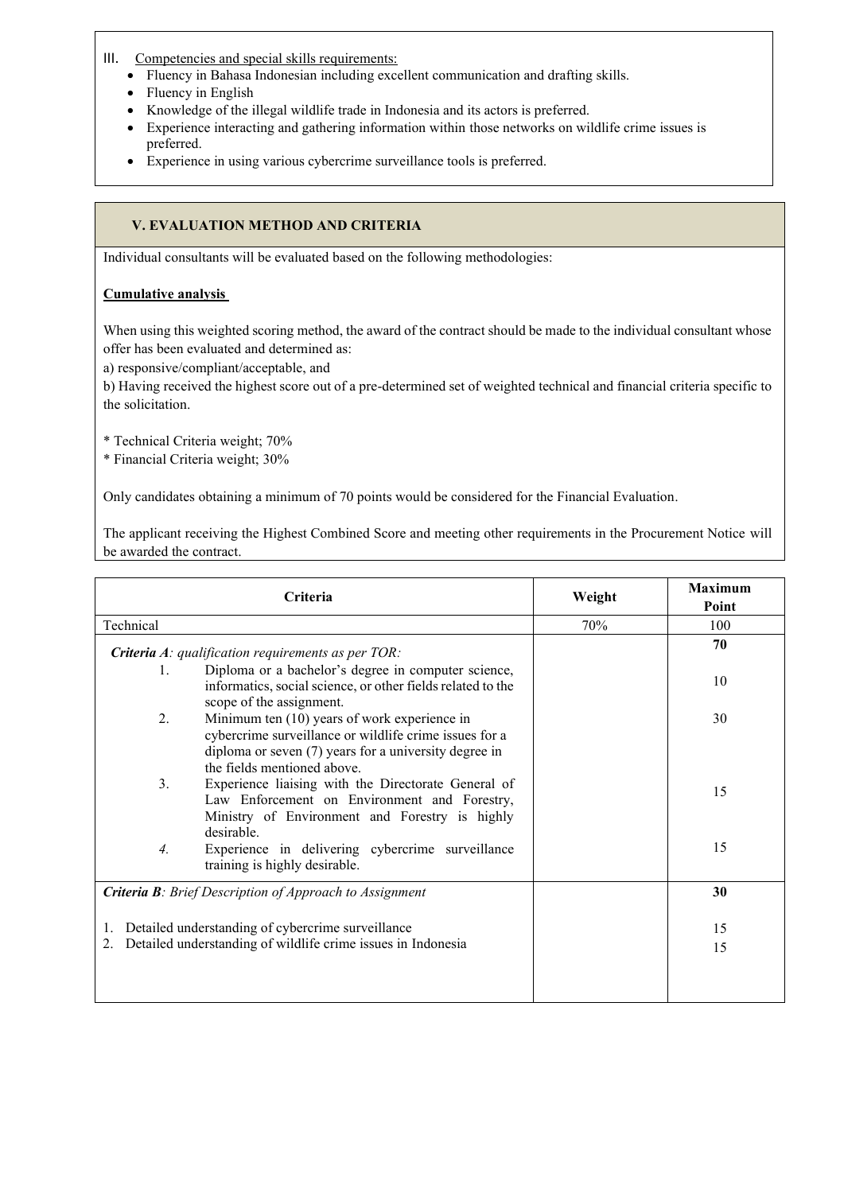III. Competencies and special skills requirements:

- Fluency in Bahasa Indonesian including excellent communication and drafting skills.
- Fluency in English
- Knowledge of the illegal wildlife trade in Indonesia and its actors is preferred.
- Experience interacting and gathering information within those networks on wildlife crime issues is preferred.
- Experience in using various cybercrime surveillance tools is preferred.

## V. EVALUATION METHOD AND CRITERIA

Individual consultants will be evaluated based on the following methodologies:

**Cumulative analysis**

When using this weighted scoring method, the award of the contract should be made to the individual consultant whose offer has been evaluated and determined as:

a) responsive/compliant/acceptable, and

b) Having received the highest score out of a pre-determined set of weighted technical and financial criteria specific to the solicitation.

* Technical Criteria weight; 70%
* Financial Criteria weight; 30%

Only candidates obtaining a minimum of 70 points would be considered for the Financial Evaluation.

The applicant receiving the Highest Combined Score and meeting other requirements in the Procurement Notice will be awarded the contract.

| Criteria | Weight | Maximum Point |
|---|---|---|
| Technical | 70% | 100 |
| ***Criteria A**: qualification requirements as per TOR:* | | **70** |
| 1. Diploma or a bachelor's degree in computer science, informatics, social science, or other fields related to the scope of the assignment. | | 10 |
| 2. Minimum ten (10) years of work experience in cybercrime surveillance or wildlife crime issues for a diploma or seven (7) years for a university degree in the fields mentioned above. | | 30 |
| 3. Experience liaising with the Directorate General of Law Enforcement on Environment and Forestry, Ministry of Environment and Forestry is highly desirable. | | 15 |
| *4.* Experience in delivering cybercrime surveillance training is highly desirable. | | 15 |
| ***Criteria B**: Brief Description of Approach to Assignment* | | **30** |
| 1. Detailed understanding of cybercrime surveillance | | 15 |
| 2. Detailed understanding of wildlife crime issues in Indonesia | | 15 |